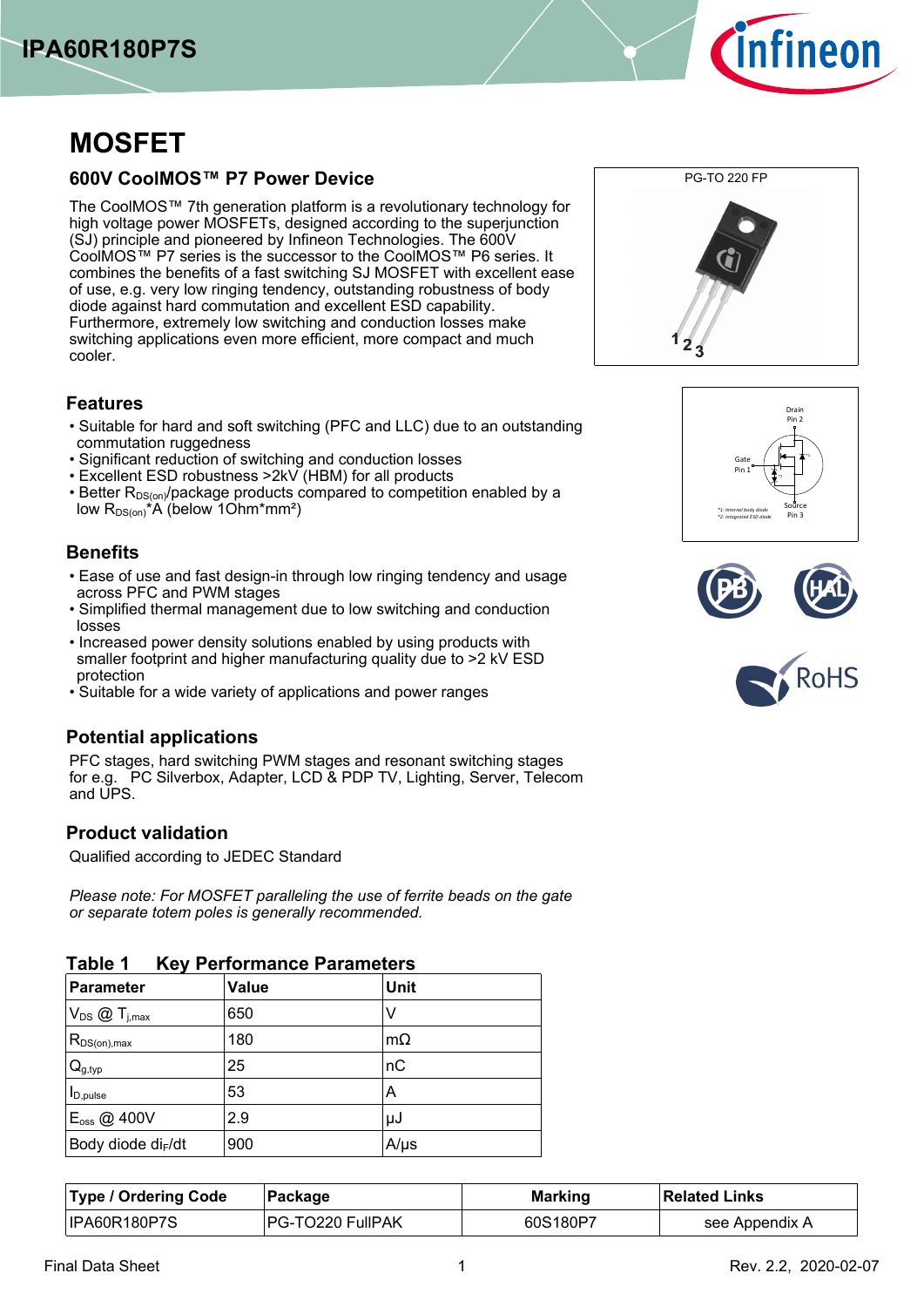# MOSFET

## 600V CoolMOS™ P7 Power Device

The CoolMOS™ 7th generation platform is a revolutionary technology for high voltage power MOSFETs, designed according to the superjunction (SJ) principle and pioneered by Infineon Technologies. The 600V CoolMOS™ P7 series is the successor to the CoolMOS™ P6 series. It combines the benefits of a fast switching SJ MOSFET with excellent ease of use, e.g. very low ringing tendency, outstanding robustness of body diode against hard commutation and excellent ESD capability. Furthermore, extremely low switching and conduction losses make switching applications even more efficient, more compact and much cooler.

PG-TO 220 FP

### Features

- Suitable for hard and soft switching (PFC and LLC) due to an outstanding commutation ruggedness
- Significant reduction of switching and conduction losses
- Excellent ESD robustness >2kV (HBM) for all products
- Better $R_{DS(on)}$/package products compared to competition enabled by a low $R_{DS(on)}$*A (below 1Ohm*mm²)

### Benefits

- Ease of use and fast design-in through low ringing tendency and usage across PFC and PWM stages
- Simplified thermal management due to low switching and conduction losses
- Increased power density solutions enabled by using products with smaller footprint and higher manufacturing quality due to >2 kV ESD protection
- Suitable for a wide variety of applications and power ranges

### Potential applications

PFC stages, hard switching PWM stages and resonant switching stages for e.g. PC Silverbox, Adapter, LCD & PDP TV, Lighting, Server, Telecom and UPS.

### Product validation

Qualified according to JEDEC Standard

*Please note: For MOSFET paralleling the use of ferrite beads on the gate or separate totem poles is generally recommended.*

**Table 1 Key Performance Parameters**

| Parameter | Value | Unit |
|---|---|---|
| $V_{DS}$ @ $T_{j,max}$ | 650 | V |
| $R_{DS(on),max}$ | 180 | mΩ |
| $Q_{g,typ}$ | 25 | nC |
| $I_{D,pulse}$ | 53 | A |
| $E_{oss}$ @ 400V | 2.9 | µJ |
| Body diode $di_F/dt$ | 900 | A/µs |

| Type / Ordering Code | Package | Marking | Related Links |
|---|---|---|---|
| IPA60R180P7S | PG-TO220 FullPAK | 60S180P7 | see Appendix A |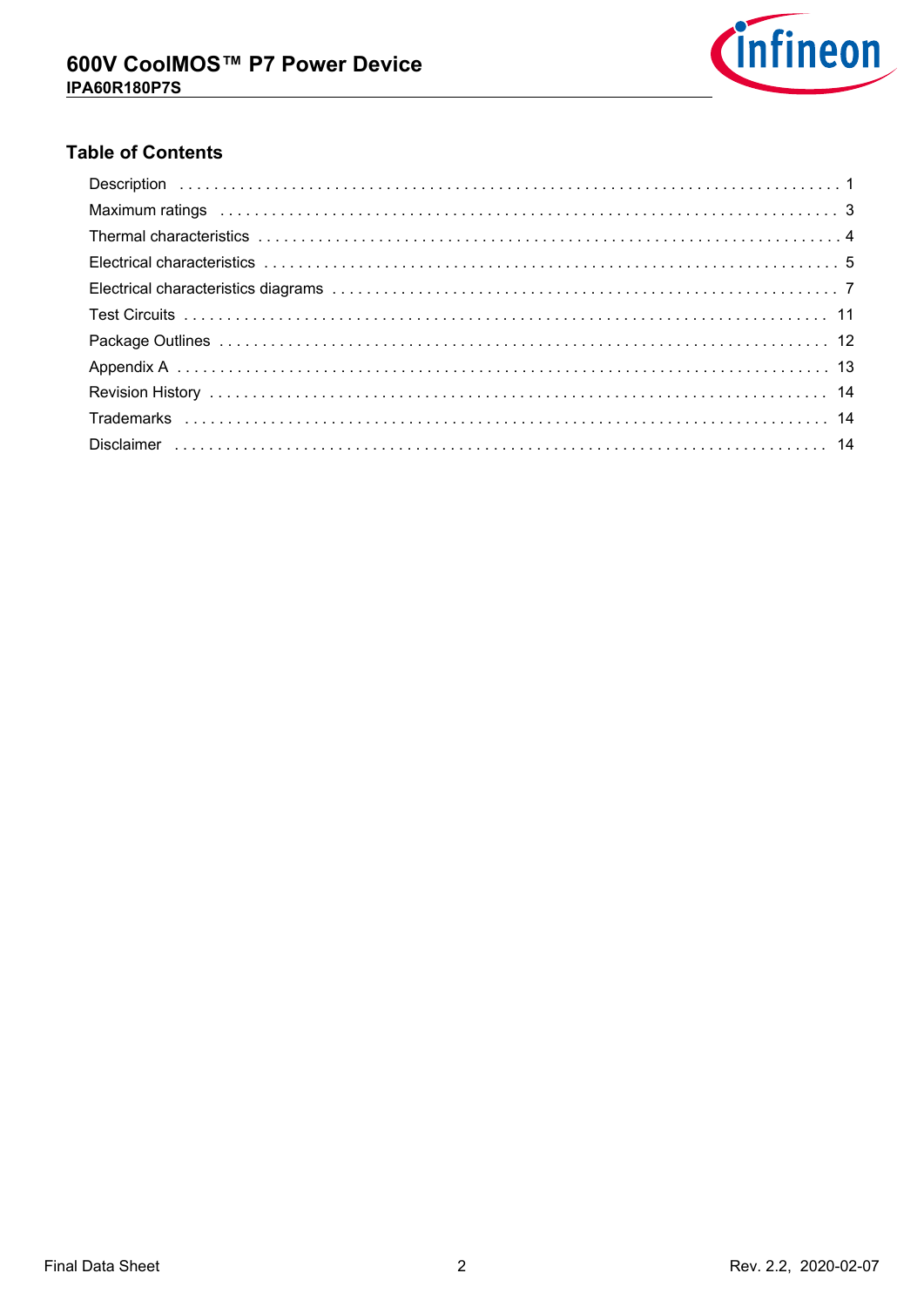## Table of Contents

| | |
|---|---|
| Description | 1 |
| Maximum ratings | 3 |
| Thermal characteristics | 4 |
| Electrical characteristics | 5 |
| Electrical characteristics diagrams | 7 |
| Test Circuits | 11 |
| Package Outlines | 12 |
| Appendix A | 13 |
| Revision History | 14 |
| Trademarks | 14 |
| Disclaimer | 14 |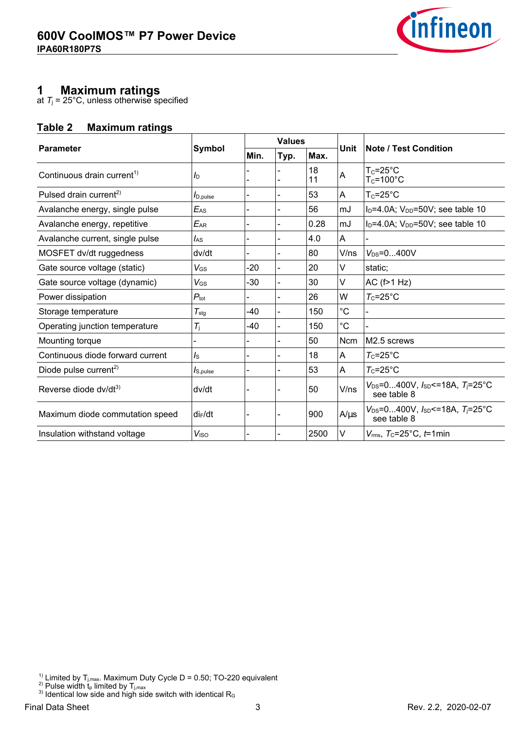# 1 Maximum ratings

at $T_j$ = 25°C, unless otherwise specified

**Table 2 Maximum ratings**

| Parameter | Symbol | Values | | | Unit | Note / Test Condition |
|---|---|---|---|---|---|---|
| | | Min. | Typ. | Max. | | |
| Continuous drain current[1] | $I_D$ | -<br>- | -<br>- | 18<br>11 | A | $T_C$=25°C<br>$T_C$=100°C |
| Pulsed drain current[2] | $I_{D,pulse}$ | - | - | 53 | A | $T_C$=25°C |
| Avalanche energy, single pulse | $E_{AS}$ | - | - | 56 | mJ | $I_D$=4.0A; $V_{DD}$=50V; see table 10 |
| Avalanche energy, repetitive | $E_{AR}$ | - | - | 0.28 | mJ | $I_D$=4.0A; $V_{DD}$=50V; see table 10 |
| Avalanche current, single pulse | $I_{AS}$ | - | - | 4.0 | A | - |
| MOSFET dv/dt ruggedness | dv/dt | - | - | 80 | V/ns | $V_{DS}$=0...400V |
| Gate source voltage (static) | $V_{GS}$ | -20 | - | 20 | V | static; |
| Gate source voltage (dynamic) | $V_{GS}$ | -30 | - | 30 | V | AC (f>1 Hz) |
| Power dissipation | $P_{tot}$ | - | - | 26 | W | $T_C$=25°C |
| Storage temperature | $T_{stg}$ | -40 | - | 150 | °C | - |
| Operating junction temperature | $T_j$ | -40 | - | 150 | °C | - |
| Mounting torque | - | - | - | 50 | Ncm | M2.5 screws |
| Continuous diode forward current | $I_S$ | - | - | 18 | A | $T_C$=25°C |
| Diode pulse current[2] | $I_{S,pulse}$ | - | - | 53 | A | $T_C$=25°C |
| Reverse diode dv/dt[3] | dv/dt | - | - | 50 | V/ns | $V_{DS}$=0...400V, $I_{SD}$<=18A, $T_j$=25°C see table 8 |
| Maximum diode commutation speed | $di_F/dt$ | - | - | 900 | A/µs | $V_{DS}$=0...400V, $I_{SD}$<=18A, $T_j$=25°C see table 8 |
| Insulation withstand voltage | $V_{ISO}$ | - | - | 2500 | V | $V_{rms}$, $T_C$=25°C, $t$=1min |

[1] Limited by $T_{j,max}$. Maximum Duty Cycle D = 0.50; TO-220 equivalent
[2] Pulse width $t_p$ limited by $T_{j,max}$
[3] Identical low side and high side switch with identical $R_G$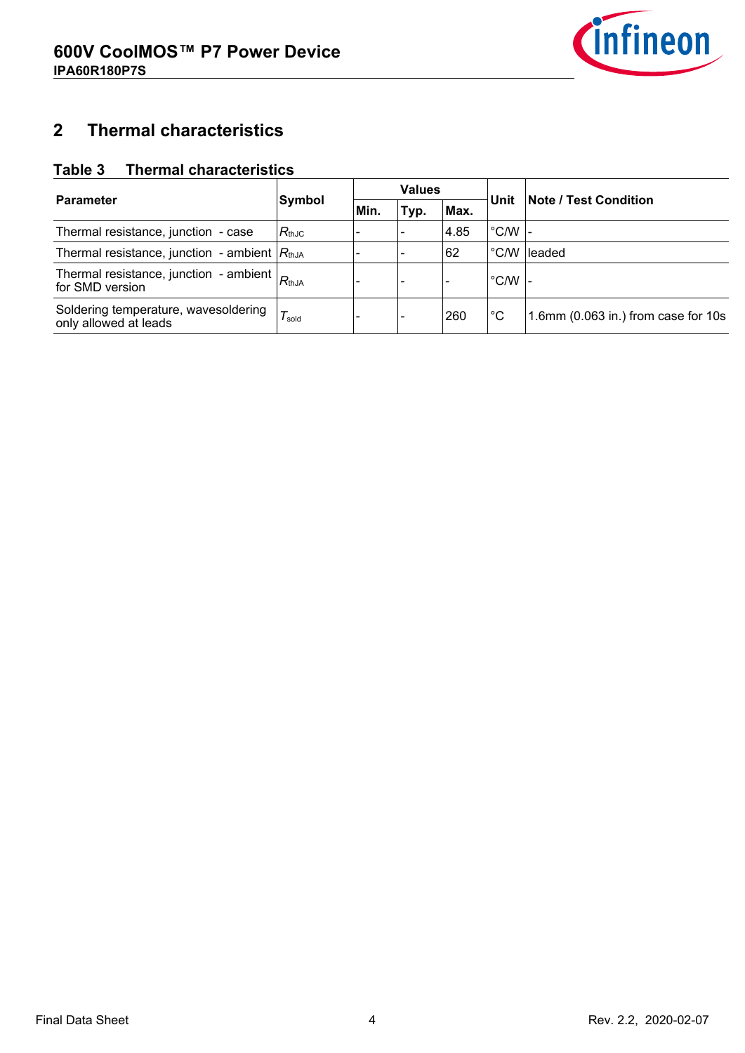## 2 Thermal characteristics

### Table 3 Thermal characteristics

| Parameter | Symbol | Values | | | Unit | Note / Test Condition |
|---|---|---|---|---|---|---|
| | | Min. | Typ. | Max. | | |
| Thermal resistance, junction - case | $R_{thJC}$ | - | - | 4.85 | °C/W | - |
| Thermal resistance, junction - ambient | $R_{thJA}$ | - | - | 62 | °C/W | leaded |
| Thermal resistance, junction - ambient for SMD version | $R_{thJA}$ | - | - | - | °C/W | - |
| Soldering temperature, wavesoldering only allowed at leads | $T_{sold}$ | - | - | 260 | °C | 1.6mm (0.063 in.) from case for 10s |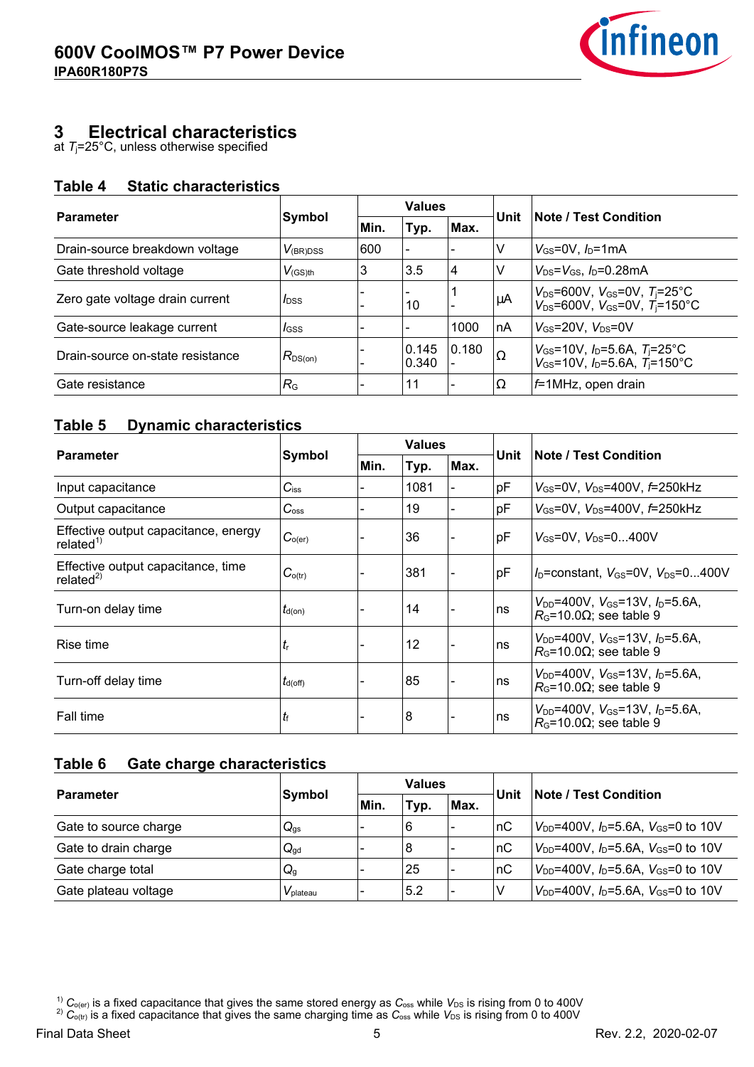# 3 Electrical characteristics

at $T_j$=25°C, unless otherwise specified

**Table 4 Static characteristics**

| Parameter | Symbol | Values | | | Unit | Note / Test Condition |
|---|---|---|---|---|---|---|
| | | Min. | Typ. | Max. | | |
| Drain-source breakdown voltage | $V_{(BR)DSS}$ | 600 | - | - | V | $V_{GS}$=0V, $I_D$=1mA |
| Gate threshold voltage | $V_{(GS)th}$ | 3 | 3.5 | 4 | V | $V_{DS}$=$V_{GS}$, $I_D$=0.28mA |
| Zero gate voltage drain current | $I_{DSS}$ | -<br>- | -<br>10 | 1<br>- | µA | $V_{DS}$=600V, $V_{GS}$=0V, $T_j$=25°C<br>$V_{DS}$=600V, $V_{GS}$=0V, $T_j$=150°C |
| Gate-source leakage current | $I_{GSS}$ | - | - | 1000 | nA | $V_{GS}$=20V, $V_{DS}$=0V |
| Drain-source on-state resistance | $R_{DS(on)}$ | -<br>- | 0.145<br>0.340 | 0.180<br>- | Ω | $V_{GS}$=10V, $I_D$=5.6A, $T_j$=25°C<br>$V_{GS}$=10V, $I_D$=5.6A, $T_j$=150°C |
| Gate resistance | $R_G$ | - | 11 | - | Ω | $f$=1MHz, open drain |

**Table 5 Dynamic characteristics**

| Parameter | Symbol | Values | | | Unit | Note / Test Condition |
|---|---|---|---|---|---|---|
| | | Min. | Typ. | Max. | | |
| Input capacitance | $C_{iss}$ | - | 1081 | - | pF | $V_{GS}$=0V, $V_{DS}$=400V, $f$=250kHz |
| Output capacitance | $C_{oss}$ | - | 19 | - | pF | $V_{GS}$=0V, $V_{DS}$=400V, $f$=250kHz |
| Effective output capacitance, energy related[1] | $C_{o(er)}$ | - | 36 | - | pF | $V_{GS}$=0V, $V_{DS}$=0...400V |
| Effective output capacitance, time related[2] | $C_{o(tr)}$ | - | 381 | - | pF | $I_D$=constant, $V_{GS}$=0V, $V_{DS}$=0...400V |
| Turn-on delay time | $t_{d(on)}$ | - | 14 | - | ns | $V_{DD}$=400V, $V_{GS}$=13V, $I_D$=5.6A, $R_G$=10.0Ω; see table 9 |
| Rise time | $t_r$ | - | 12 | - | ns | $V_{DD}$=400V, $V_{GS}$=13V, $I_D$=5.6A, $R_G$=10.0Ω; see table 9 |
| Turn-off delay time | $t_{d(off)}$ | - | 85 | - | ns | $V_{DD}$=400V, $V_{GS}$=13V, $I_D$=5.6A, $R_G$=10.0Ω; see table 9 |
| Fall time | $t_f$ | - | 8 | - | ns | $V_{DD}$=400V, $V_{GS}$=13V, $I_D$=5.6A, $R_G$=10.0Ω; see table 9 |

**Table 6 Gate charge characteristics**

| Parameter | Symbol | Values | | | Unit | Note / Test Condition |
|---|---|---|---|---|---|---|
| | | Min. | Typ. | Max. | | |
| Gate to source charge | $Q_{gs}$ | - | 6 | - | nC | $V_{DD}$=400V, $I_D$=5.6A, $V_{GS}$=0 to 10V |
| Gate to drain charge | $Q_{gd}$ | - | 8 | - | nC | $V_{DD}$=400V, $I_D$=5.6A, $V_{GS}$=0 to 10V |
| Gate charge total | $Q_g$ | - | 25 | - | nC | $V_{DD}$=400V, $I_D$=5.6A, $V_{GS}$=0 to 10V |
| Gate plateau voltage | $V_{plateau}$ | - | 5.2 | - | V | $V_{DD}$=400V, $I_D$=5.6A, $V_{GS}$=0 to 10V |

[1] $C_{o(er)}$ is a fixed capacitance that gives the same stored energy as $C_{oss}$ while $V_{DS}$ is rising from 0 to 400V
[2] $C_{o(tr)}$ is a fixed capacitance that gives the same charging time as $C_{oss}$ while $V_{DS}$ is rising from 0 to 400V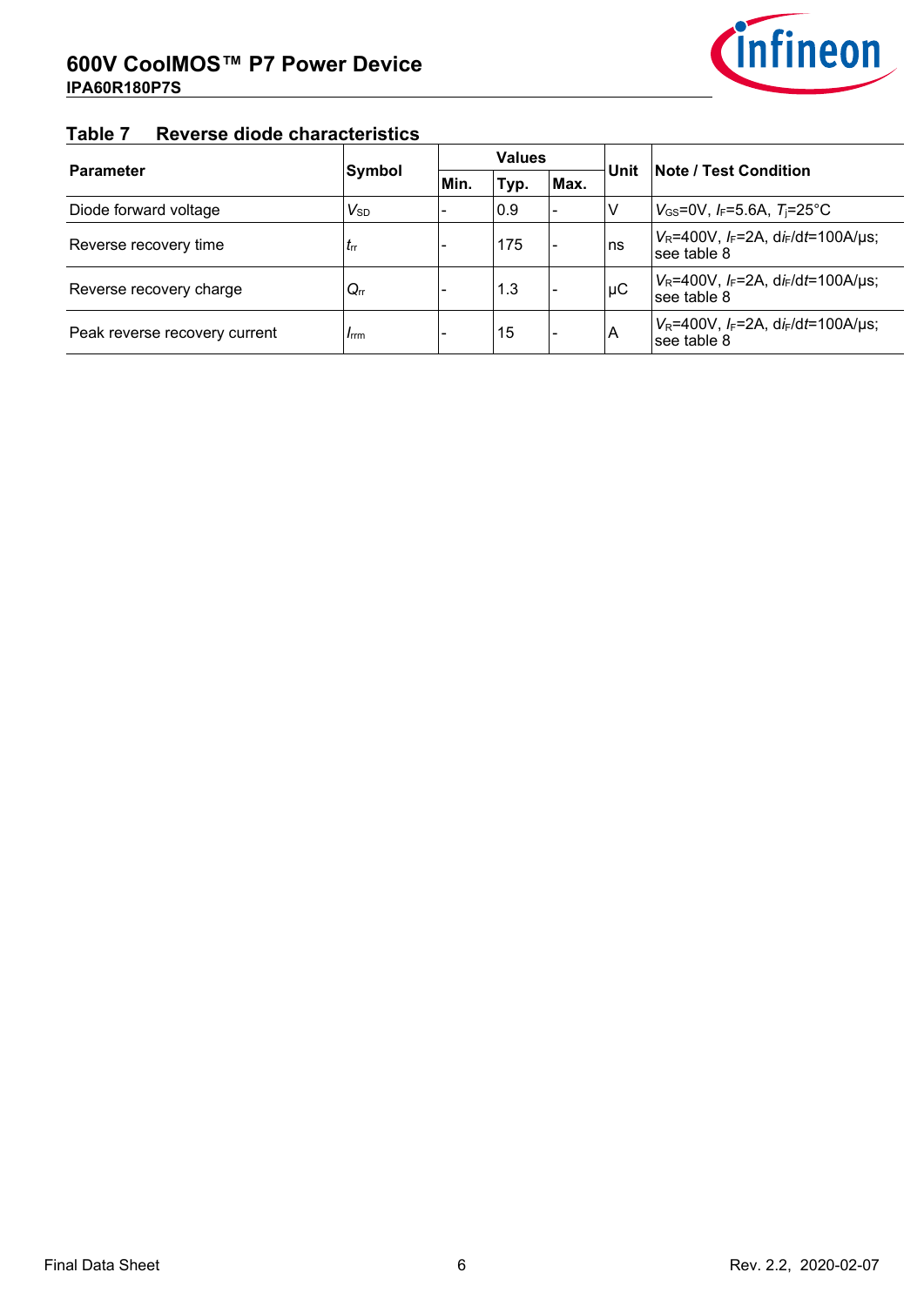## Table 7 Reverse diode characteristics

| Parameter | Symbol | Values | | | Unit | Note / Test Condition |
|---|---|---|---|---|---|---|
| | | Min. | Typ. | Max. | | |
| Diode forward voltage | $V_{SD}$ | - | 0.9 | - | V | $V_{GS}$=0V, $I_F$=5.6A, $T_j$=25°C |
| Reverse recovery time | $t_{rr}$ | - | 175 | - | ns | $V_R$=400V, $I_F$=2A, $di_F/dt$=100A/µs; see table 8 |
| Reverse recovery charge | $Q_{rr}$ | - | 1.3 | - | µC | $V_R$=400V, $I_F$=2A, $di_F/dt$=100A/µs; see table 8 |
| Peak reverse recovery current | $I_{rrm}$ | - | 15 | - | A | $V_R$=400V, $I_F$=2A, $di_F/dt$=100A/µs; see table 8 |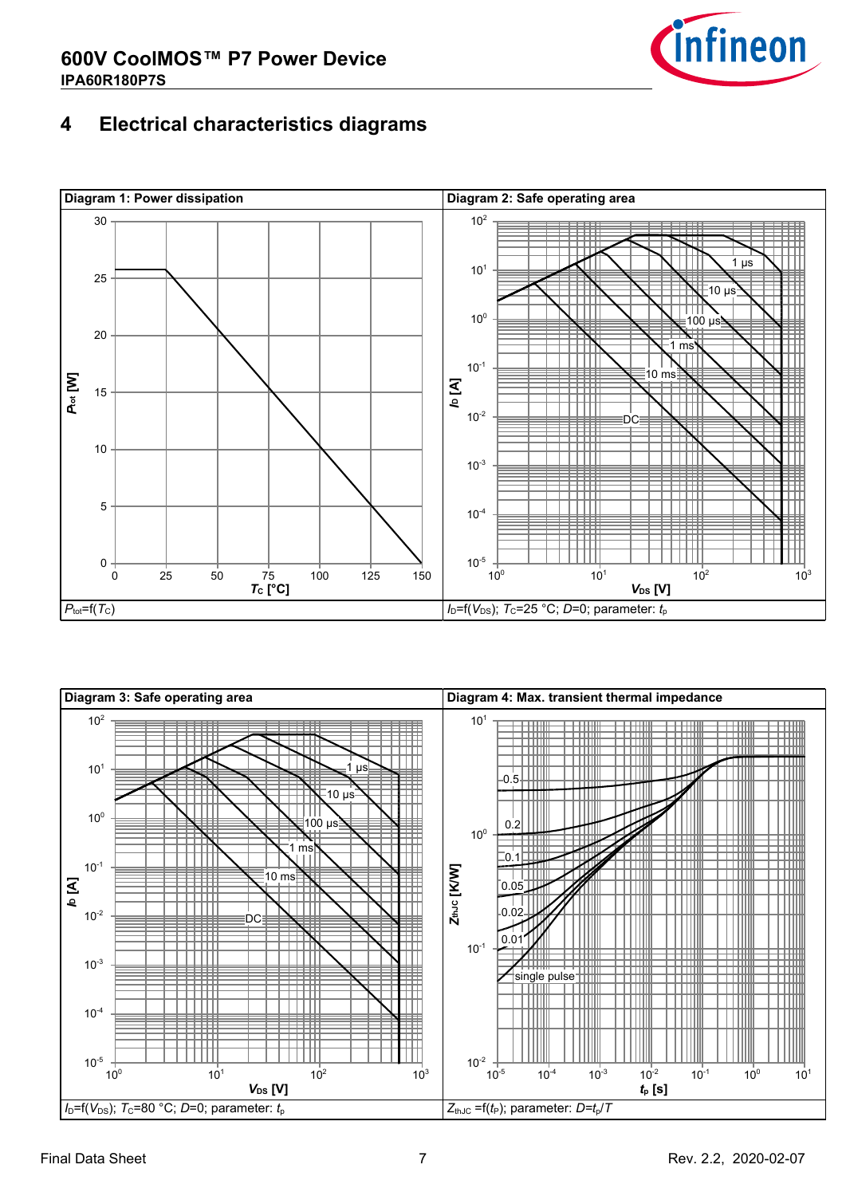# 4 Electrical characteristics diagrams

**Diagram 1: Power dissipation**

30
25
20
15
10
5
0

0 25 50 75 100 125 150

$P_{tot}$ [W]

$T_C$ [°C]

$P_{tot}$=f($T_C$)

**Diagram 2: Safe operating area**

$10^2$
$10^1$
$10^0$
$10^{-1}$
$10^{-2}$
$10^{-3}$
$10^{-4}$
$10^{-5}$

$10^0$ $10^1$ $10^2$ $10^3$

1 µs
10 µs
100 µs
1 ms
10 ms
DC

$I_D$ [A]

$V_{DS}$ [V]

$I_D$=f($V_{DS}$); $T_C$=25 °C; $D$=0; parameter: $t_p$

**Diagram 3: Safe operating area**

$10^2$
$10^1$
$10^0$
$10^{-1}$
$10^{-2}$
$10^{-3}$
$10^{-4}$
$10^{-5}$

$10^0$ $10^1$ $10^2$ $10^3$

1 µs
10 µs
100 µs
1 ms
10 ms
DC

$I_D$ [A]

$V_{DS}$ [V]

$I_D$=f($V_{DS}$); $T_C$=80 °C; $D$=0; parameter: $t_p$

**Diagram 4: Max. transient thermal impedance**

$10^1$
$10^0$
$10^{-1}$
$10^{-2}$

$10^{-5}$ $10^{-4}$ $10^{-3}$ $10^{-2}$ $10^{-1}$ $10^0$ $10^1$

0.5
0.2
0.1
0.05
0.02
0.01
single pulse

$Z_{thJC}$ [K/W]

$t_p$ [s]

$Z_{thJC}$ =f($t_P$); parameter: $D$=$t_p$/$T$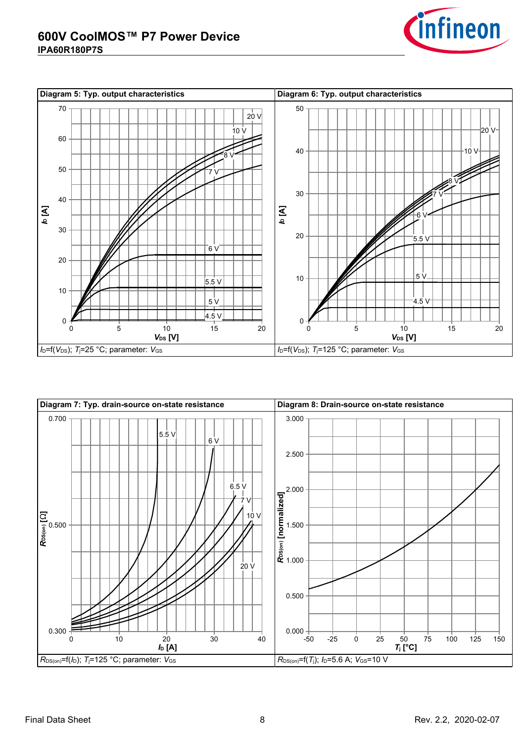### Diagram 5: Typ. output characteristics

$I_D=f(V_{DS})$; $T_j=25$ °C; parameter: $V_{GS}$

### Diagram 6: Typ. output characteristics

$I_D=f(V_{DS})$; $T_j=125$ °C; parameter: $V_{GS}$

### Diagram 7: Typ. drain-source on-state resistance

$R_{DS(on)}=f(I_D)$; $T_j=125$ °C; parameter: $V_{GS}$

### Diagram 8: Drain-source on-state resistance

$R_{DS(on)}=f(T_j)$; $I_D=5.6$ A; $V_{GS}=10$ V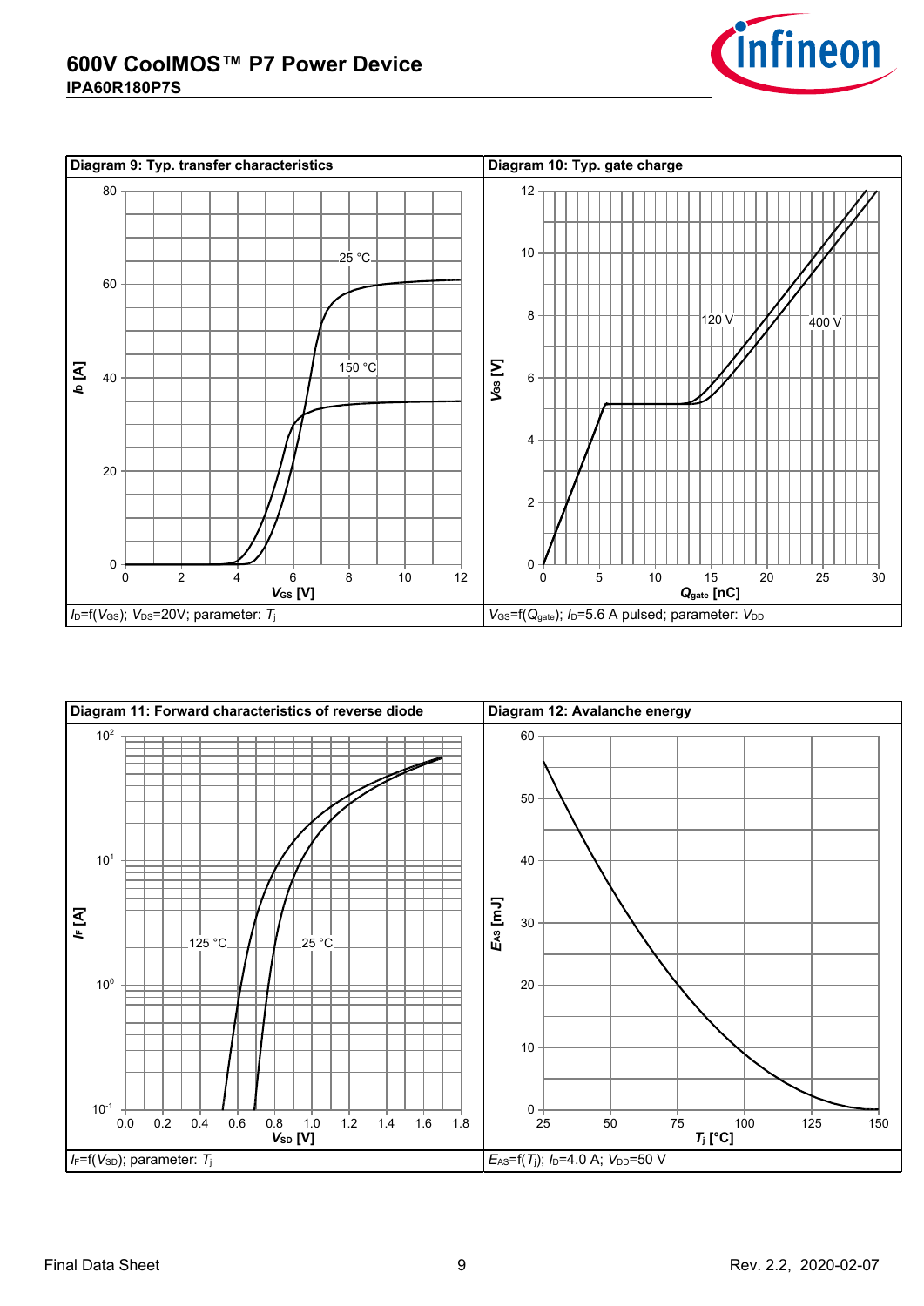**Diagram 9: Typ. transfer characteristics**

80
60
40
20
0
0
2
4
6
8
10
12
$I_D$ [A]
$V_{GS}$ [V]
25 °C
150 °C

$I_D$=f($V_{GS}$); $V_{DS}$=20V; parameter: $T_j$

**Diagram 10: Typ. gate charge**

12
10
8
6
4
2
0
0
5
10
15
20
25
30
$V_{GS}$ [V]
$Q_{gate}$ [nC]
120 V
400 V

$V_{GS}$=f($Q_{gate}$); $I_D$=5.6 A pulsed; parameter: $V_{DD}$

**Diagram 11: Forward characteristics of reverse diode**

$10^2$
$10^1$
$10^0$
$10^{-1}$
0.0
0.2
0.4
0.6
0.8
1.0
1.2
1.4
1.6
1.8
$I_F$ [A]
$V_{SD}$ [V]
125 °C
25 °C

$I_F$=f($V_{SD}$); parameter: $T_j$

**Diagram 12: Avalanche energy**

60
50
40
30
20
10
0
25
50
75
100
125
150
$E_{AS}$ [mJ]
$T_j$ [°C]

$E_{AS}$=f($T_j$); $I_D$=4.0 A; $V_{DD}$=50 V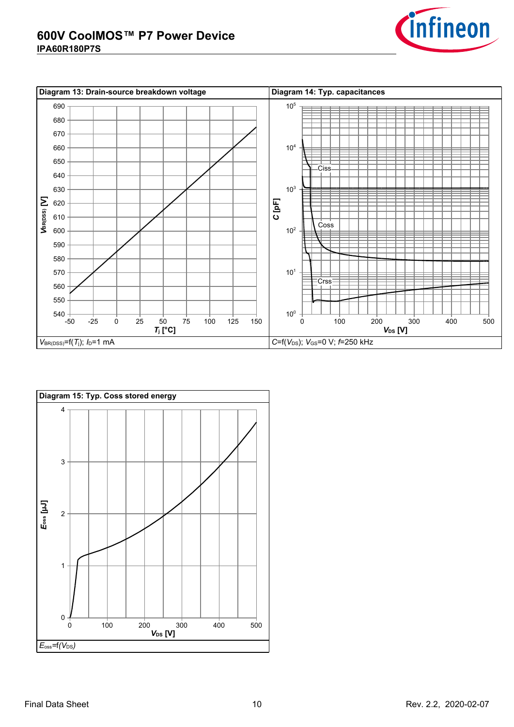### Diagram 13: Drain-source breakdown voltage

690
680
670
660
650
640
630
620
610
600
590
580
570
560
550
540

$V_{BR(DSS)}$ [V]

-50 -25 0 25 50 75 100 125 150

$T_j$ [°C]

$V_{BR(DSS)}$=f($T_j$); $I_D$=1 mA

### Diagram 14: Typ. capacitances

$10^5$
$10^4$
$10^3$
$10^2$
$10^1$
$10^0$

$C$ [pF]

Ciss

Coss

Crss

0 100 200 300 400 500

$V_{DS}$ [V]

$C$=f($V_{DS}$); $V_{GS}$=0 V; $f$=250 kHz

### Diagram 15: Typ. Coss stored energy

4
3
2
1
0

$E_{oss}$ [µJ]

0 100 200 300 400 500

$V_{DS}$ [V]

$E_{oss}$=f($V_{DS}$)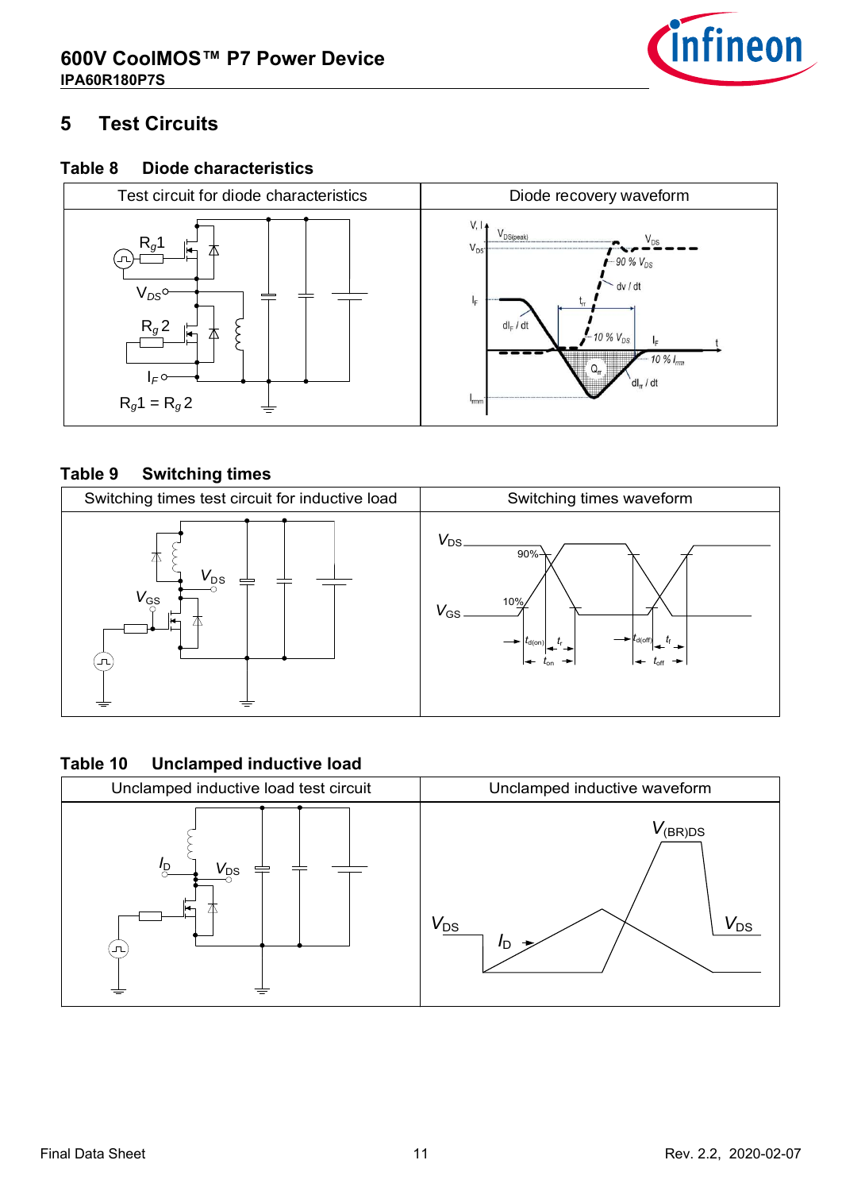# 5 Test Circuits

**Table 8 Diode characteristics**

| Test circuit for diode characteristics | Diode recovery waveform |
|---|---|
| $R_g1$ <br> $V_{DS}$ <br> $R_g2$ <br> $I_F$ <br> $R_g1 = R_g2$ | V, I <br> $V_{DS(peak)}$ <br> $V_{DS}$ <br> 90 % $V_{DS}$ <br> dv / dt <br> $I_F$ <br> $t_{rr}$ <br> $dI_F$ / dt <br> 10 % $V_{DS}$ <br> $I_F$ <br> t <br> $Q_{rr}$ <br> 10 % $I_{rrm}$ <br> $dI_{rr}$ / dt <br> $I_{rrm}$ |

**Table 9 Switching times**

| Switching times test circuit for inductive load | Switching times waveform |
|---|---|
| $V_{DS}$ <br> $V_{GS}$ | $V_{DS}$ <br> 90% <br> $V_{GS}$ <br> 10% <br> $t_{d(on)}$ $t_r$ <br> $t_{on}$ <br> $t_{d(off)}$ $t_f$ <br> $t_{off}$ |

**Table 10 Unclamped inductive load**

| Unclamped inductive load test circuit | Unclamped inductive waveform |
|---|---|
| $I_D$ <br> $V_{DS}$ | $V_{(BR)DS}$ <br> $V_{DS}$ <br> $I_D$ <br> $V_{DS}$ |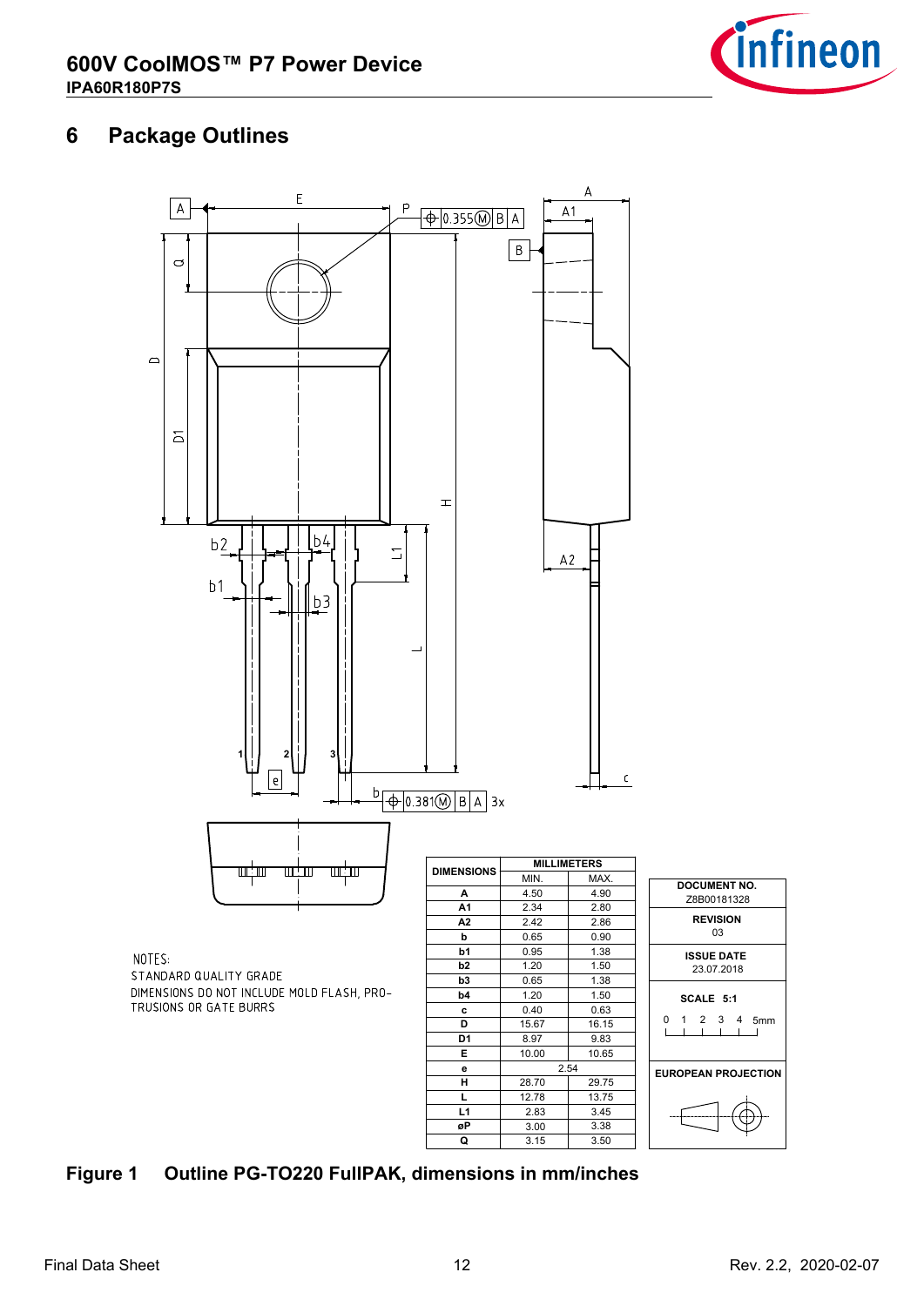## 6 Package Outlines

NOTES:
STANDARD QUALITY GRADE
DIMENSIONS DO NOT INCLUDE MOLD FLASH, PROTRUSIONS OR GATE BURRS

| DIMENSIONS | MILLIMETERS | |
|---|---|---|
| | MIN. | MAX. |
| A | 4.50 | 4.90 |
| A1 | 2.34 | 2.80 |
| A2 | 2.42 | 2.86 |
| b | 0.65 | 0.90 |
| b1 | 0.95 | 1.38 |
| b2 | 1.20 | 1.50 |
| b3 | 0.65 | 1.38 |
| b4 | 1.20 | 1.50 |
| c | 0.40 | 0.63 |
| D | 15.67 | 16.15 |
| D1 | 8.97 | 9.83 |
| E | 10.00 | 10.65 |
| e | 2.54 | |
| H | 28.70 | 29.75 |
| L | 12.78 | 13.75 |
| L1 | 2.83 | 3.45 |
| øP | 3.00 | 3.38 |
| Q | 3.15 | 3.50 |

DOCUMENT NO.
Z8B00181328

REVISION
03

ISSUE DATE
23.07.2018

SCALE 5:1

EUROPEAN PROJECTION

**Figure 1 Outline PG-TO220 FullPAK, dimensions in mm/inches**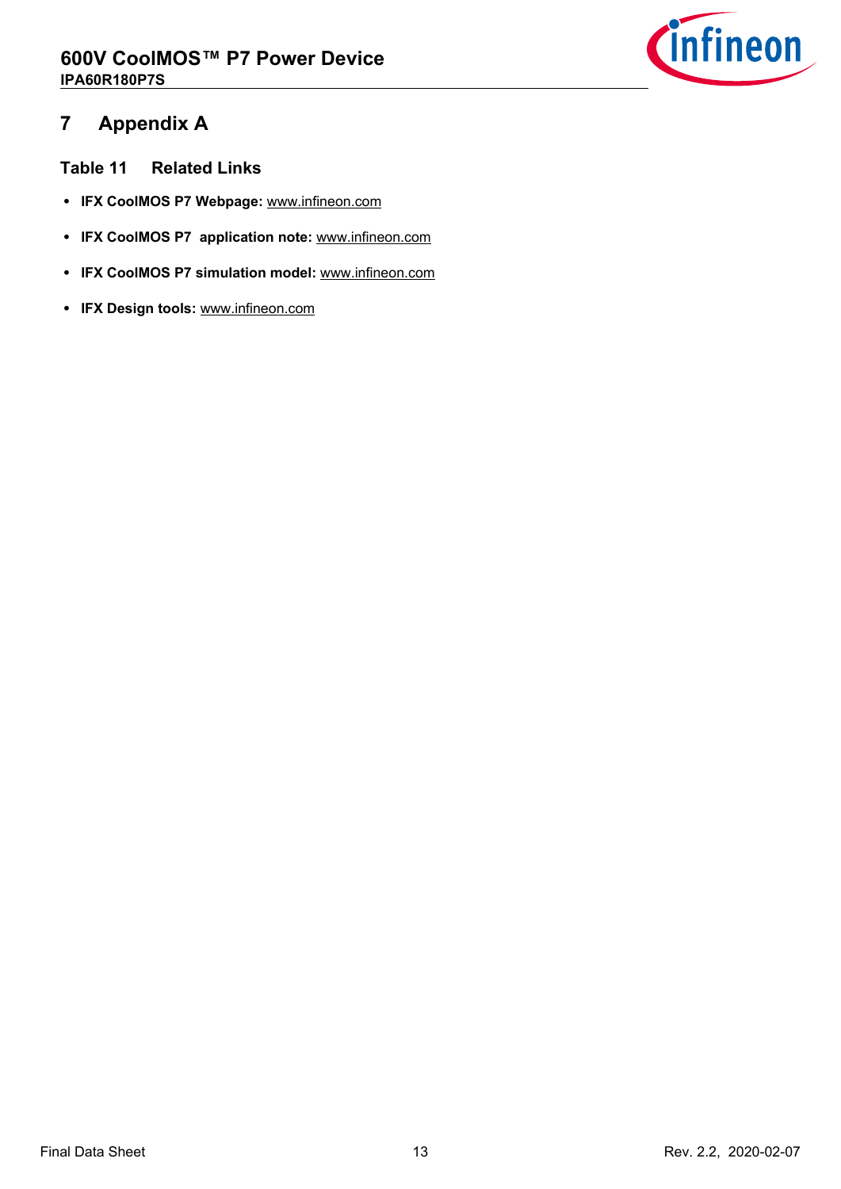# 7 Appendix A

**Table 11 Related Links**

- **IFX CoolMOS P7 Webpage:** www.infineon.com
- **IFX CoolMOS P7 application note:** www.infineon.com
- **IFX CoolMOS P7 simulation model:** www.infineon.com
- **IFX Design tools:** www.infineon.com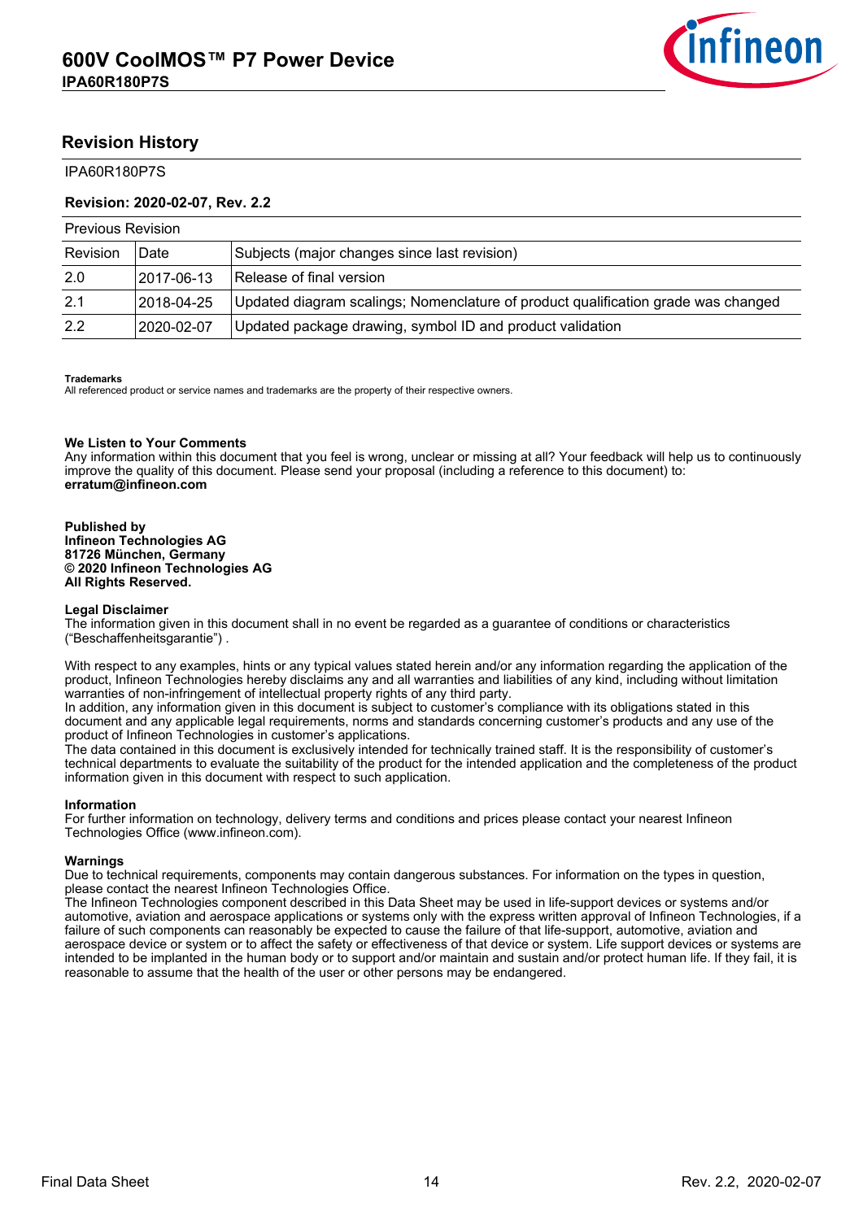## Revision History

IPA60R180P7S

**Revision: 2020-02-07, Rev. 2.2**

| Previous Revision | | |
|---|---|---|
| Revision | Date | Subjects (major changes since last revision) |
| 2.0 | 2017-06-13 | Release of final version |
| 2.1 | 2018-04-25 | Updated diagram scalings; Nomenclature of product qualification grade was changed |
| 2.2 | 2020-02-07 | Updated package drawing, symbol ID and product validation |

**Trademarks**
All referenced product or service names and trademarks are the property of their respective owners.

**We Listen to Your Comments**
Any information within this document that you feel is wrong, unclear or missing at all? Your feedback will help us to continuously improve the quality of this document. Please send your proposal (including a reference to this document) to:
**erratum@infineon.com**

**Published by**
**Infineon Technologies AG**
**81726 München, Germany**
**© 2020 Infineon Technologies AG**
**All Rights Reserved.**

**Legal Disclaimer**
The information given in this document shall in no event be regarded as a guarantee of conditions or characteristics ("Beschaffenheitsgarantie") .

With respect to any examples, hints or any typical values stated herein and/or any information regarding the application of the product, Infineon Technologies hereby disclaims any and all warranties and liabilities of any kind, including without limitation warranties of non-infringement of intellectual property rights of any third party.
In addition, any information given in this document is subject to customer's compliance with its obligations stated in this document and any applicable legal requirements, norms and standards concerning customer's products and any use of the product of Infineon Technologies in customer's applications.
The data contained in this document is exclusively intended for technically trained staff. It is the responsibility of customer's technical departments to evaluate the suitability of the product for the intended application and the completeness of the product information given in this document with respect to such application.

**Information**
For further information on technology, delivery terms and conditions and prices please contact your nearest Infineon Technologies Office (www.infineon.com).

**Warnings**
Due to technical requirements, components may contain dangerous substances. For information on the types in question, please contact the nearest Infineon Technologies Office.
The Infineon Technologies component described in this Data Sheet may be used in life-support devices or systems and/or automotive, aviation and aerospace applications or systems only with the express written approval of Infineon Technologies, if a failure of such components can reasonably be expected to cause the failure of that life-support, automotive, aviation and aerospace device or system or to affect the safety or effectiveness of that device or system. Life support devices or systems are intended to be implanted in the human body or to support and/or maintain and sustain and/or protect human life. If they fail, it is reasonable to assume that the health of the user or other persons may be endangered.